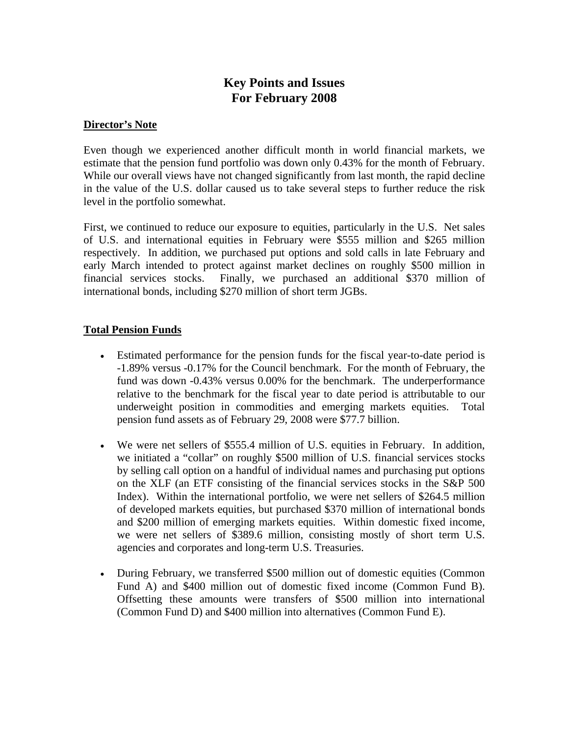# Key Points and Issues
# For February 2008

## Director's Note

Even though we experienced another difficult month in world financial markets, we estimate that the pension fund portfolio was down only 0.43% for the month of February. While our overall views have not changed significantly from last month, the rapid decline in the value of the U.S. dollar caused us to take several steps to further reduce the risk level in the portfolio somewhat.

First, we continued to reduce our exposure to equities, particularly in the U.S. Net sales of U.S. and international equities in February were $555 million and $265 million respectively. In addition, we purchased put options and sold calls in late February and early March intended to protect against market declines on roughly $500 million in financial services stocks. Finally, we purchased an additional $370 million of international bonds, including $270 million of short term JGBs.

## Total Pension Funds

- Estimated performance for the pension funds for the fiscal year-to-date period is -1.89% versus -0.17% for the Council benchmark. For the month of February, the fund was down -0.43% versus 0.00% for the benchmark. The underperformance relative to the benchmark for the fiscal year to date period is attributable to our underweight position in commodities and emerging markets equities. Total pension fund assets as of February 29, 2008 were $77.7 billion.
- We were net sellers of $555.4 million of U.S. equities in February. In addition, we initiated a "collar" on roughly $500 million of U.S. financial services stocks by selling call option on a handful of individual names and purchasing put options on the XLF (an ETF consisting of the financial services stocks in the S&P 500 Index). Within the international portfolio, we were net sellers of $264.5 million of developed markets equities, but purchased $370 million of international bonds and $200 million of emerging markets equities. Within domestic fixed income, we were net sellers of $389.6 million, consisting mostly of short term U.S. agencies and corporates and long-term U.S. Treasuries.
- During February, we transferred $500 million out of domestic equities (Common Fund A) and $400 million out of domestic fixed income (Common Fund B). Offsetting these amounts were transfers of $500 million into international (Common Fund D) and $400 million into alternatives (Common Fund E).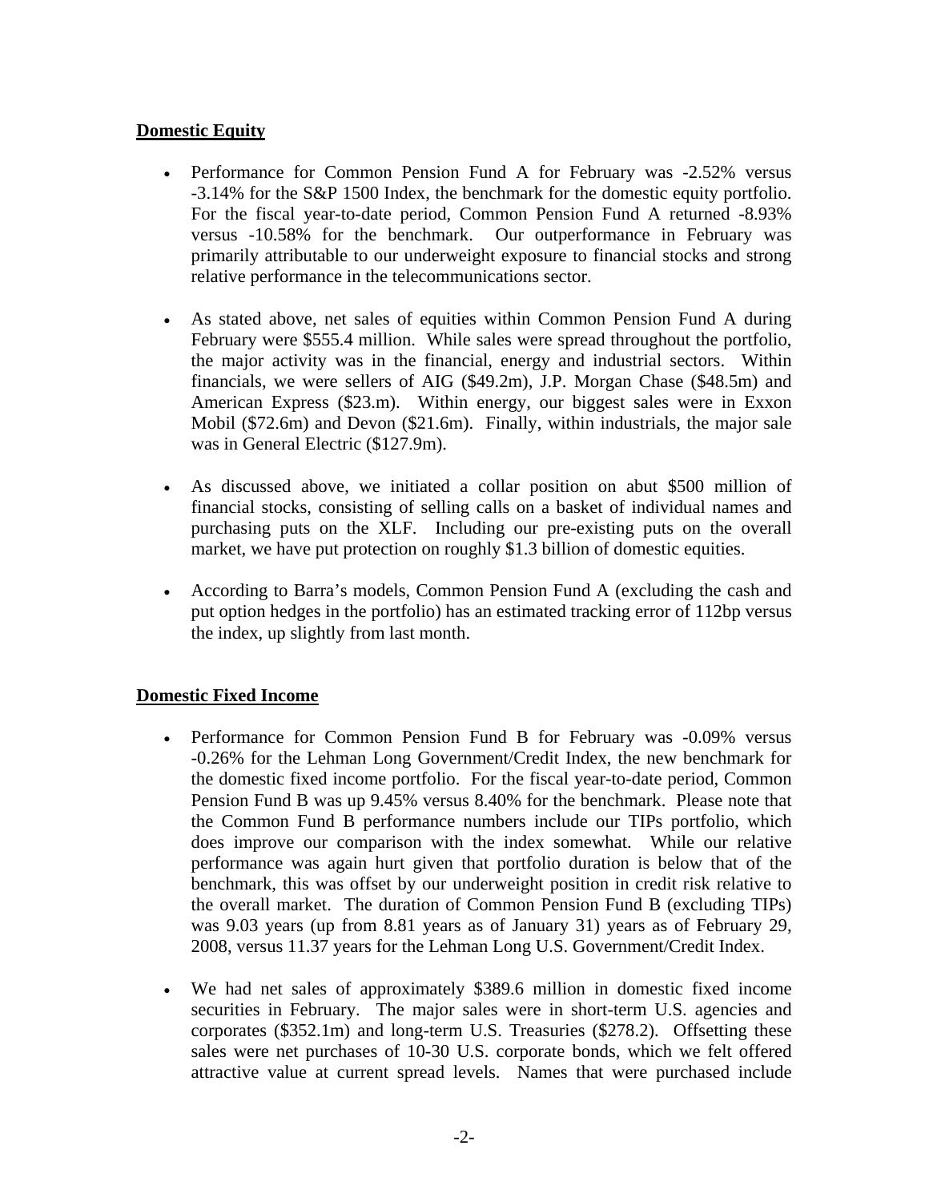## Domestic Equity

- Performance for Common Pension Fund A for February was -2.52% versus -3.14% for the S&P 1500 Index, the benchmark for the domestic equity portfolio. For the fiscal year-to-date period, Common Pension Fund A returned -8.93% versus -10.58% for the benchmark. Our outperformance in February was primarily attributable to our underweight exposure to financial stocks and strong relative performance in the telecommunications sector.

- As stated above, net sales of equities within Common Pension Fund A during February were $555.4 million. While sales were spread throughout the portfolio, the major activity was in the financial, energy and industrial sectors. Within financials, we were sellers of AIG ($49.2m), J.P. Morgan Chase ($48.5m) and American Express ($23.m). Within energy, our biggest sales were in Exxon Mobil ($72.6m) and Devon ($21.6m). Finally, within industrials, the major sale was in General Electric ($127.9m).

- As discussed above, we initiated a collar position on abut $500 million of financial stocks, consisting of selling calls on a basket of individual names and purchasing puts on the XLF. Including our pre-existing puts on the overall market, we have put protection on roughly $1.3 billion of domestic equities.

- According to Barra's models, Common Pension Fund A (excluding the cash and put option hedges in the portfolio) has an estimated tracking error of 112bp versus the index, up slightly from last month.

## Domestic Fixed Income

- Performance for Common Pension Fund B for February was -0.09% versus -0.26% for the Lehman Long Government/Credit Index, the new benchmark for the domestic fixed income portfolio. For the fiscal year-to-date period, Common Pension Fund B was up 9.45% versus 8.40% for the benchmark. Please note that the Common Fund B performance numbers include our TIPs portfolio, which does improve our comparison with the index somewhat. While our relative performance was again hurt given that portfolio duration is below that of the benchmark, this was offset by our underweight position in credit risk relative to the overall market. The duration of Common Pension Fund B (excluding TIPs) was 9.03 years (up from 8.81 years as of January 31) years as of February 29, 2008, versus 11.37 years for the Lehman Long U.S. Government/Credit Index.

- We had net sales of approximately $389.6 million in domestic fixed income securities in February. The major sales were in short-term U.S. agencies and corporates ($352.1m) and long-term U.S. Treasuries ($278.2). Offsetting these sales were net purchases of 10-30 U.S. corporate bonds, which we felt offered attractive value at current spread levels. Names that were purchased include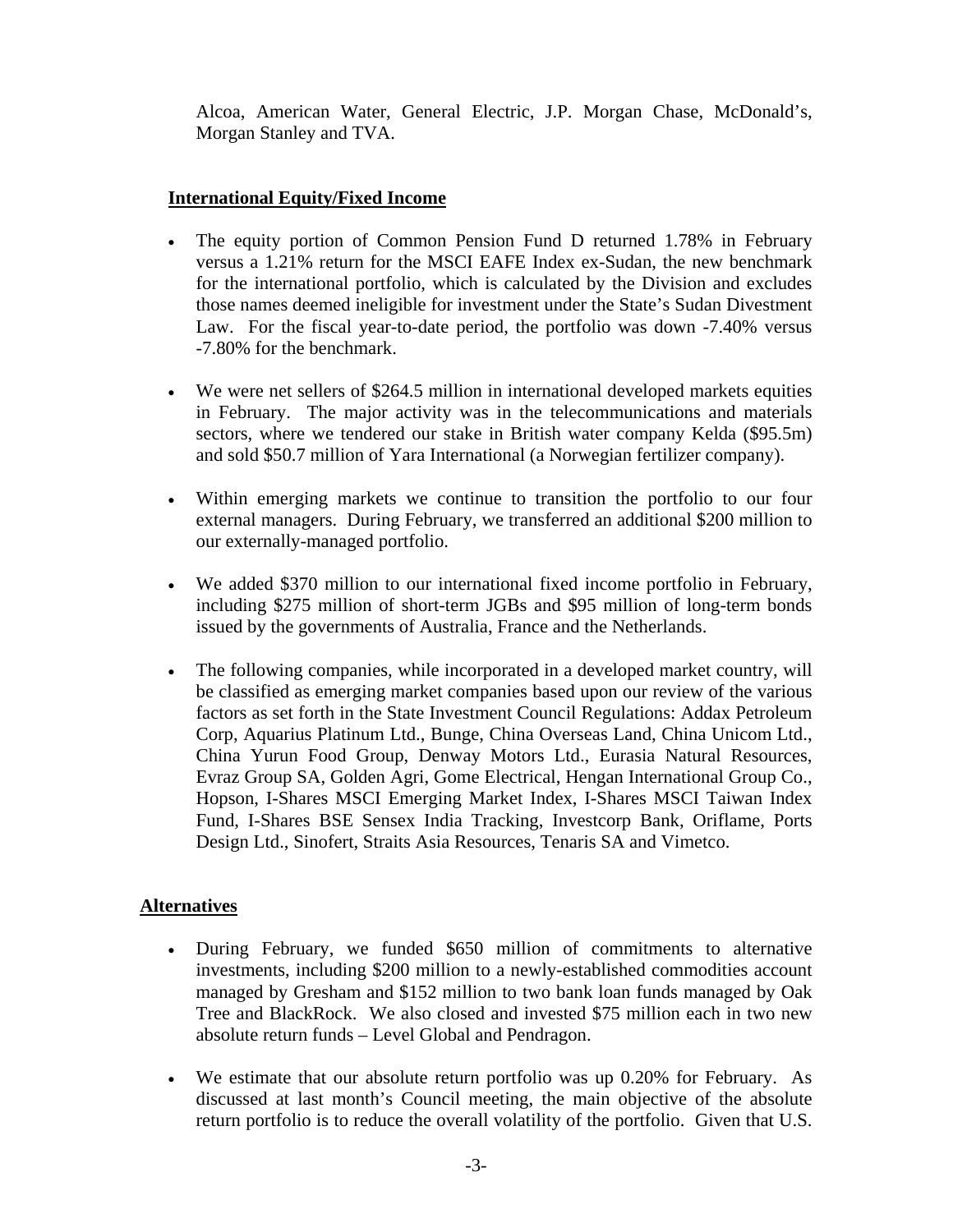Alcoa, American Water, General Electric, J.P. Morgan Chase, McDonald's, Morgan Stanley and TVA.

## International Equity/Fixed Income

- The equity portion of Common Pension Fund D returned 1.78% in February versus a 1.21% return for the MSCI EAFE Index ex-Sudan, the new benchmark for the international portfolio, which is calculated by the Division and excludes those names deemed ineligible for investment under the State's Sudan Divestment Law. For the fiscal year-to-date period, the portfolio was down -7.40% versus -7.80% for the benchmark.

- We were net sellers of $264.5 million in international developed markets equities in February. The major activity was in the telecommunications and materials sectors, where we tendered our stake in British water company Kelda ($95.5m) and sold $50.7 million of Yara International (a Norwegian fertilizer company).

- Within emerging markets we continue to transition the portfolio to our four external managers. During February, we transferred an additional $200 million to our externally-managed portfolio.

- We added $370 million to our international fixed income portfolio in February, including $275 million of short-term JGBs and $95 million of long-term bonds issued by the governments of Australia, France and the Netherlands.

- The following companies, while incorporated in a developed market country, will be classified as emerging market companies based upon our review of the various factors as set forth in the State Investment Council Regulations: Addax Petroleum Corp, Aquarius Platinum Ltd., Bunge, China Overseas Land, China Unicom Ltd., China Yurun Food Group, Denway Motors Ltd., Eurasia Natural Resources, Evraz Group SA, Golden Agri, Gome Electrical, Hengan International Group Co., Hopson, I-Shares MSCI Emerging Market Index, I-Shares MSCI Taiwan Index Fund, I-Shares BSE Sensex India Tracking, Investcorp Bank, Oriflame, Ports Design Ltd., Sinofert, Straits Asia Resources, Tenaris SA and Vimetco.

## Alternatives

- During February, we funded $650 million of commitments to alternative investments, including $200 million to a newly-established commodities account managed by Gresham and $152 million to two bank loan funds managed by Oak Tree and BlackRock. We also closed and invested $75 million each in two new absolute return funds – Level Global and Pendragon.

- We estimate that our absolute return portfolio was up 0.20% for February. As discussed at last month's Council meeting, the main objective of the absolute return portfolio is to reduce the overall volatility of the portfolio. Given that U.S.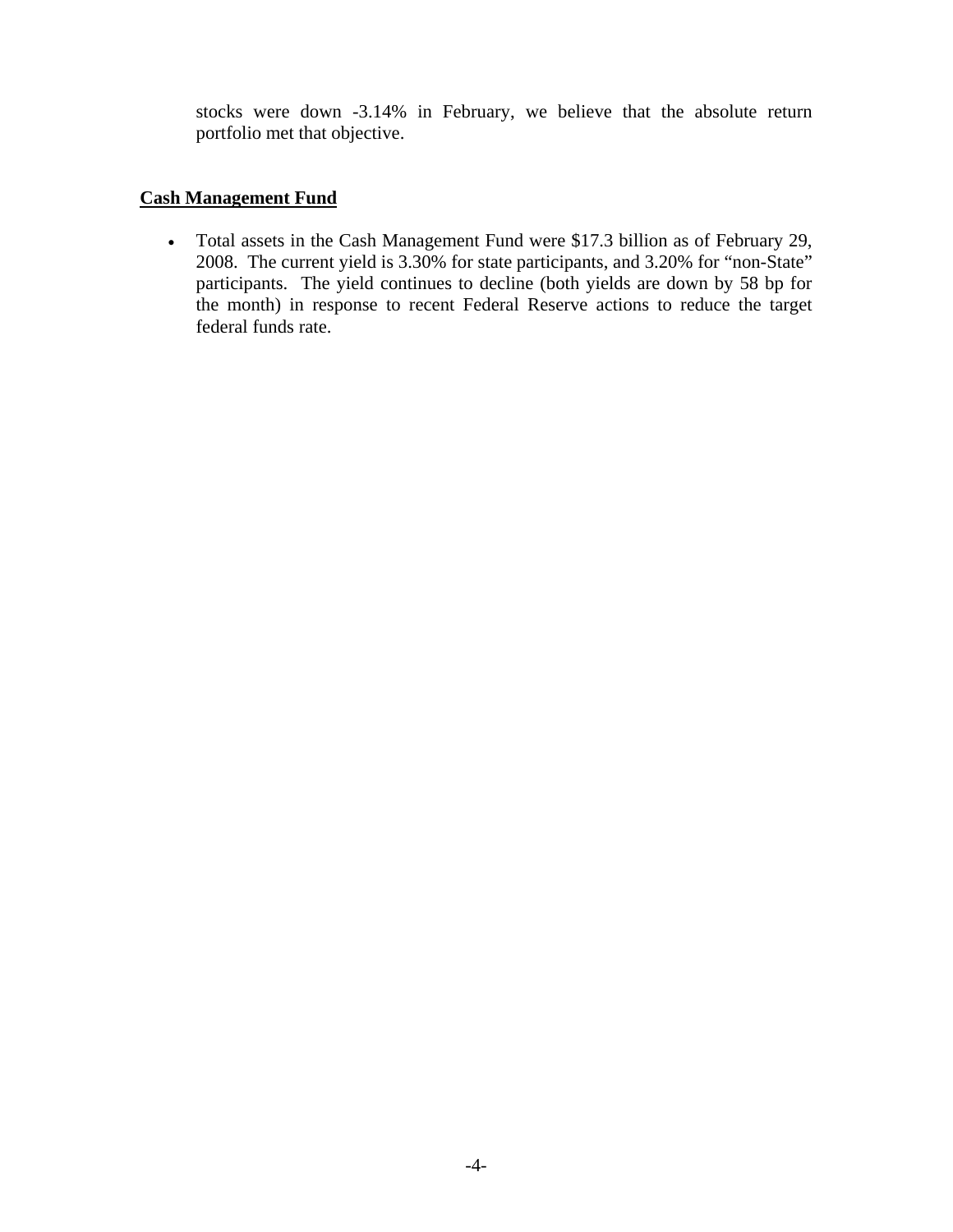stocks were down -3.14% in February, we believe that the absolute return portfolio met that objective.

**Cash Management Fund**

- Total assets in the Cash Management Fund were $17.3 billion as of February 29, 2008. The current yield is 3.30% for state participants, and 3.20% for "non-State" participants. The yield continues to decline (both yields are down by 58 bp for the month) in response to recent Federal Reserve actions to reduce the target federal funds rate.